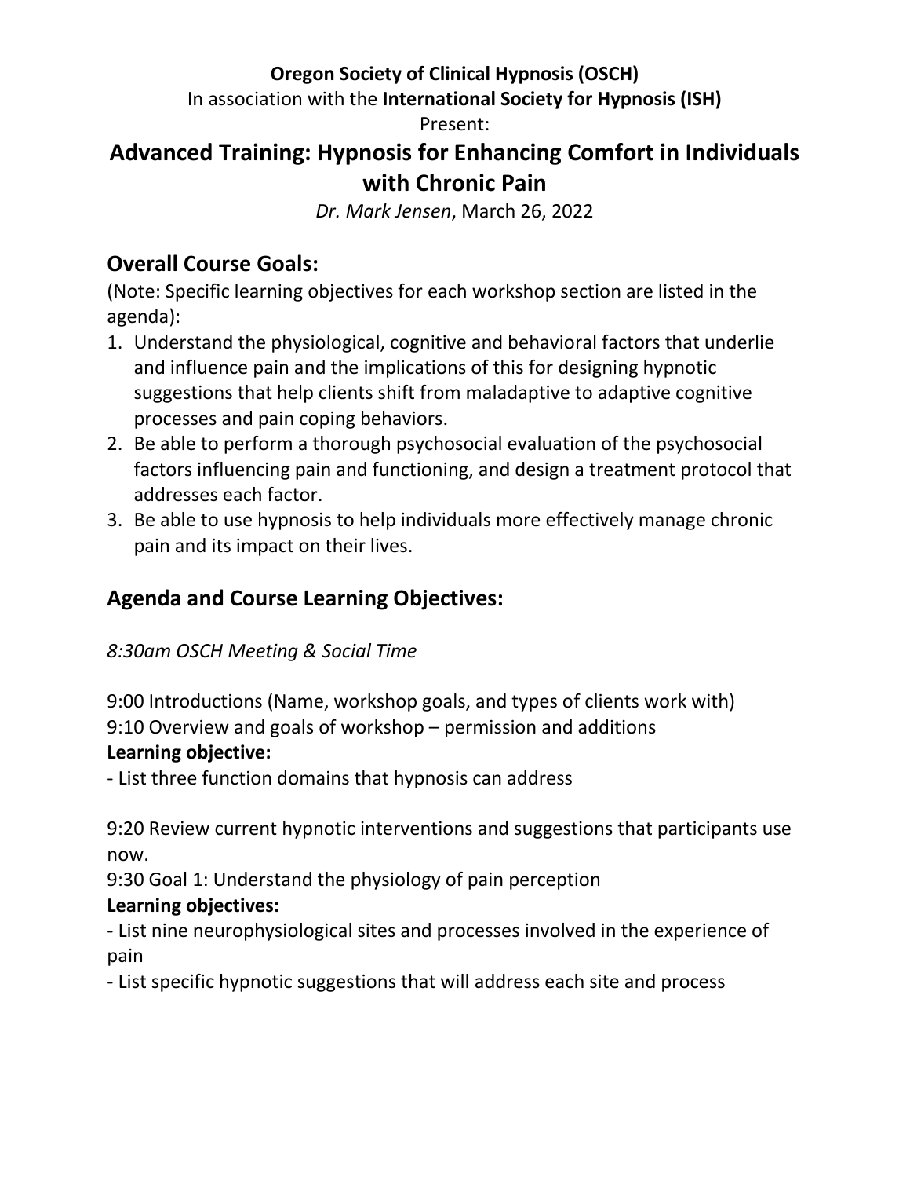**Oregon Society of Clinical Hypnosis (OSCH)**

In association with the **International Society for Hypnosis (ISH)**

Present:

# Advanced Training: Hypnosis for Enhancing Comfort in Individuals with Chronic Pain

*Dr. Mark Jensen*, March 26, 2022

## Overall Course Goals:

(Note: Specific learning objectives for each workshop section are listed in the agenda):

1. Understand the physiological, cognitive and behavioral factors that underlie and influence pain and the implications of this for designing hypnotic suggestions that help clients shift from maladaptive to adaptive cognitive processes and pain coping behaviors.
2. Be able to perform a thorough psychosocial evaluation of the psychosocial factors influencing pain and functioning, and design a treatment protocol that addresses each factor.
3. Be able to use hypnosis to help individuals more effectively manage chronic pain and its impact on their lives.

## Agenda and Course Learning Objectives:

*8:30am OSCH Meeting & Social Time*

9:00 Introductions (Name, workshop goals, and types of clients work with)

9:10 Overview and goals of workshop – permission and additions

**Learning objective:**

- List three function domains that hypnosis can address

9:20 Review current hypnotic interventions and suggestions that participants use now.

9:30 Goal 1: Understand the physiology of pain perception

**Learning objectives:**

- List nine neurophysiological sites and processes involved in the experience of pain
- List specific hypnotic suggestions that will address each site and process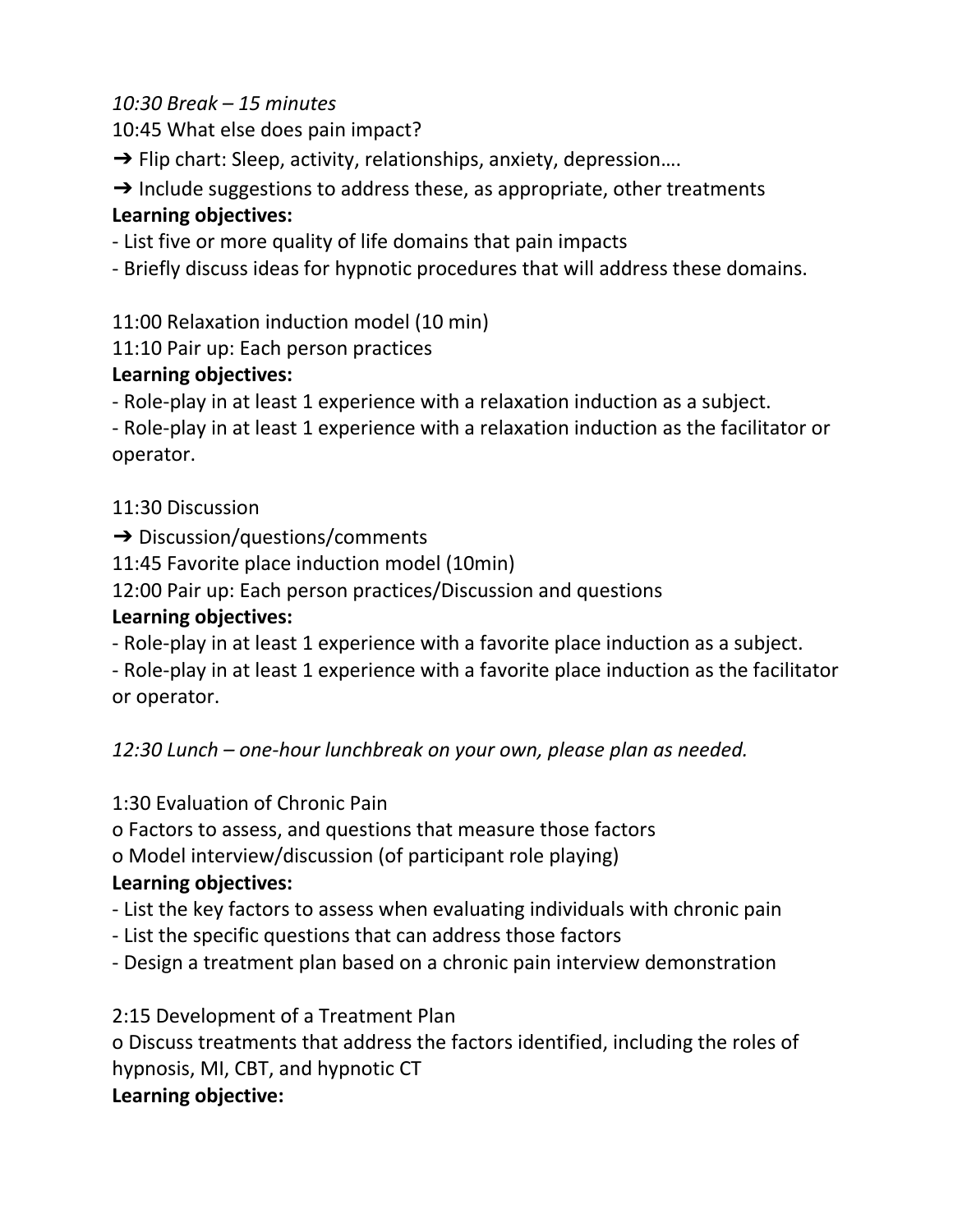*10:30 Break – 15 minutes*

10:45 What else does pain impact?

➔ Flip chart: Sleep, activity, relationships, anxiety, depression….

➔ Include suggestions to address these, as appropriate, other treatments

**Learning objectives:**

- List five or more quality of life domains that pain impacts
- Briefly discuss ideas for hypnotic procedures that will address these domains.

11:00 Relaxation induction model (10 min)

11:10 Pair up: Each person practices

**Learning objectives:**

- Role-play in at least 1 experience with a relaxation induction as a subject.
- Role-play in at least 1 experience with a relaxation induction as the facilitator or operator.

11:30 Discussion

➔ Discussion/questions/comments

11:45 Favorite place induction model (10min)

12:00 Pair up: Each person practices/Discussion and questions

**Learning objectives:**

- Role-play in at least 1 experience with a favorite place induction as a subject.
- Role-play in at least 1 experience with a favorite place induction as the facilitator or operator.

*12:30 Lunch – one-hour lunchbreak on your own, please plan as needed.*

1:30 Evaluation of Chronic Pain

o Factors to assess, and questions that measure those factors

o Model interview/discussion (of participant role playing)

**Learning objectives:**

- List the key factors to assess when evaluating individuals with chronic pain
- List the specific questions that can address those factors
- Design a treatment plan based on a chronic pain interview demonstration

2:15 Development of a Treatment Plan

o Discuss treatments that address the factors identified, including the roles of hypnosis, MI, CBT, and hypnotic CT

**Learning objective:**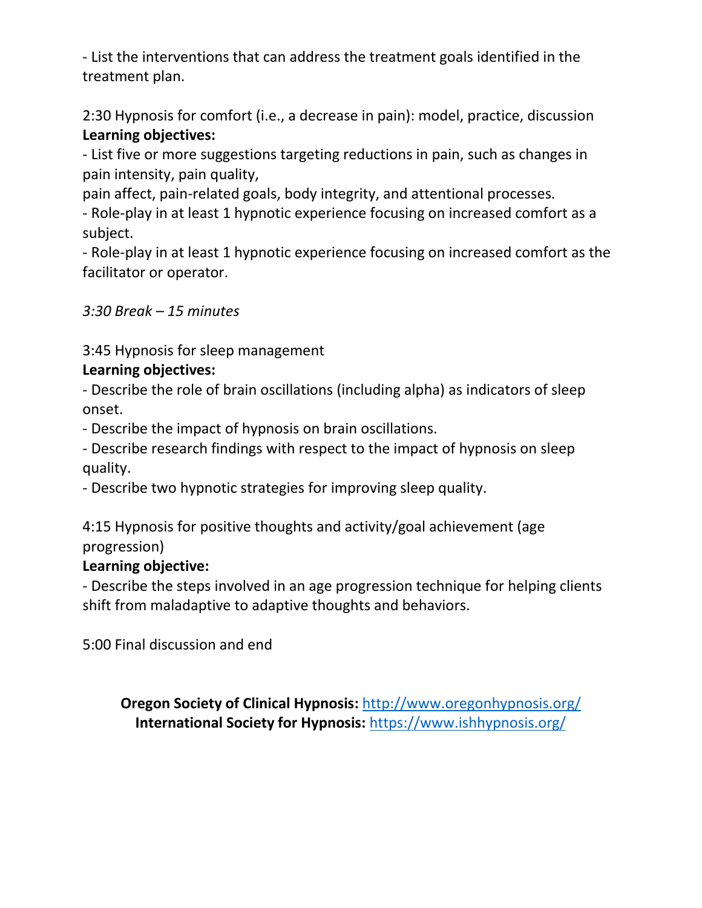- List the interventions that can address the treatment goals identified in the treatment plan.

2:30 Hypnosis for comfort (i.e., a decrease in pain): model, practice, discussion

**Learning objectives:**

- List five or more suggestions targeting reductions in pain, such as changes in pain intensity, pain quality, pain affect, pain-related goals, body integrity, and attentional processes.
- Role-play in at least 1 hypnotic experience focusing on increased comfort as a subject.
- Role-play in at least 1 hypnotic experience focusing on increased comfort as the facilitator or operator.

*3:30 Break – 15 minutes*

3:45 Hypnosis for sleep management

**Learning objectives:**

- Describe the role of brain oscillations (including alpha) as indicators of sleep onset.
- Describe the impact of hypnosis on brain oscillations.
- Describe research findings with respect to the impact of hypnosis on sleep quality.
- Describe two hypnotic strategies for improving sleep quality.

4:15 Hypnosis for positive thoughts and activity/goal achievement (age progression)

**Learning objective:**

- Describe the steps involved in an age progression technique for helping clients shift from maladaptive to adaptive thoughts and behaviors.

5:00 Final discussion and end

**Oregon Society of Clinical Hypnosis:** http://www.oregonhypnosis.org/
**International Society for Hypnosis:** https://www.ishhypnosis.org/